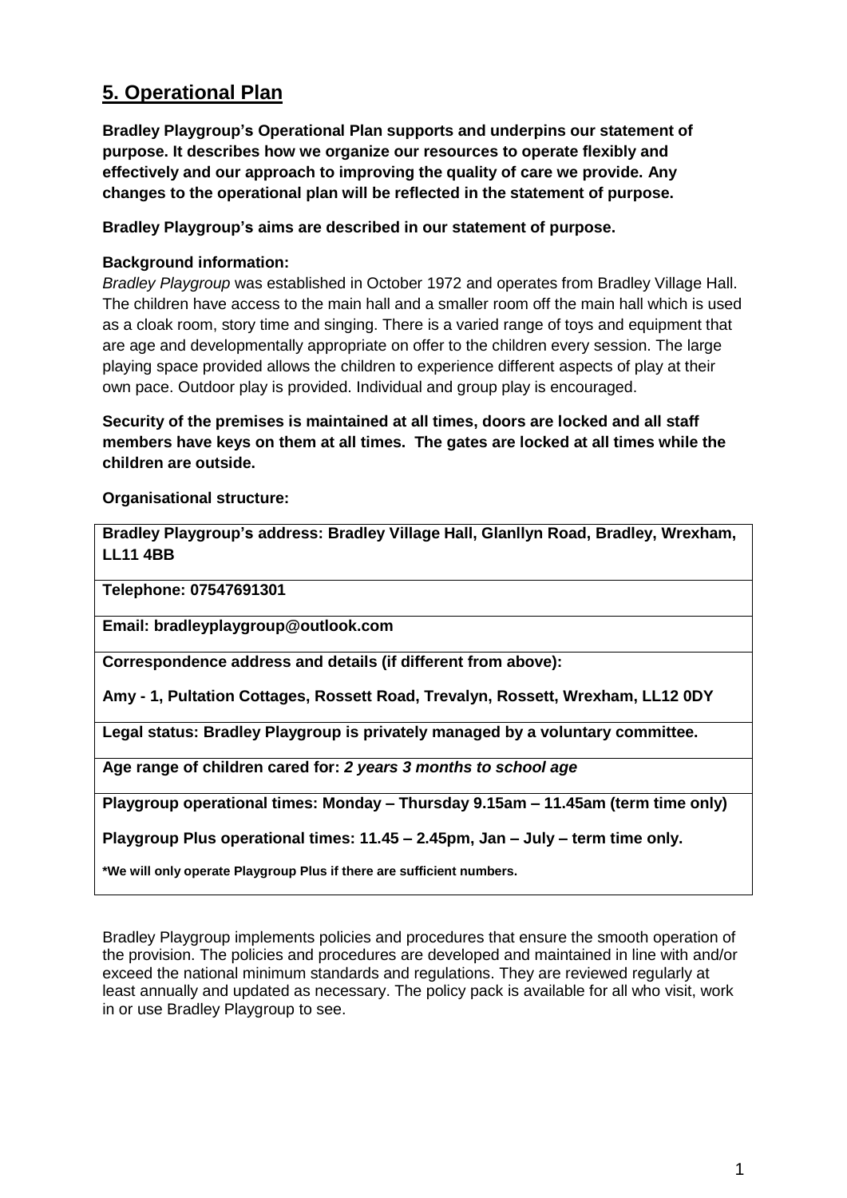## 5. Operational Plan

**Bradley Playgroup's Operational Plan supports and underpins our statement of purpose. It describes how we organize our resources to operate flexibly and effectively and our approach to improving the quality of care we provide. Any changes to the operational plan will be reflected in the statement of purpose.**

**Bradley Playgroup's aims are described in our statement of purpose.**

**Background information:**

*Bradley Playgroup* was established in October 1972 and operates from Bradley Village Hall. The children have access to the main hall and a smaller room off the main hall which is used as a cloak room, story time and singing. There is a varied range of toys and equipment that are age and developmentally appropriate on offer to the children every session. The large playing space provided allows the children to experience different aspects of play at their own pace. Outdoor play is provided. Individual and group play is encouraged.

**Security of the premises is maintained at all times, doors are locked and all staff members have keys on them at all times. The gates are locked at all times while the children are outside.**

**Organisational structure:**

| **Bradley Playgroup's address: Bradley Village Hall, Glanllyn Road, Bradley, Wrexham, LL11 4BB** |
|---|
| **Telephone: 07547691301** |
| **Email: bradleyplaygroup@outlook.com** |
| **Correspondence address and details (if different from above):**<br><br>**Amy - 1, Pultation Cottages, Rossett Road, Trevalyn, Rossett, Wrexham, LL12 0DY** |
| **Legal status: Bradley Playgroup is privately managed by a voluntary committee.** |
| **Age range of children cared for:** ***2 years 3 months to school age*** |
| **Playgroup operational times: Monday – Thursday 9.15am – 11.45am (term time only)**<br><br>**Playgroup Plus operational times: 11.45 – 2.45pm, Jan – July – term time only.**<br><br>**\*We will only operate Playgroup Plus if there are sufficient numbers.** |

Bradley Playgroup implements policies and procedures that ensure the smooth operation of the provision. The policies and procedures are developed and maintained in line with and/or exceed the national minimum standards and regulations. They are reviewed regularly at least annually and updated as necessary. The policy pack is available for all who visit, work in or use Bradley Playgroup to see.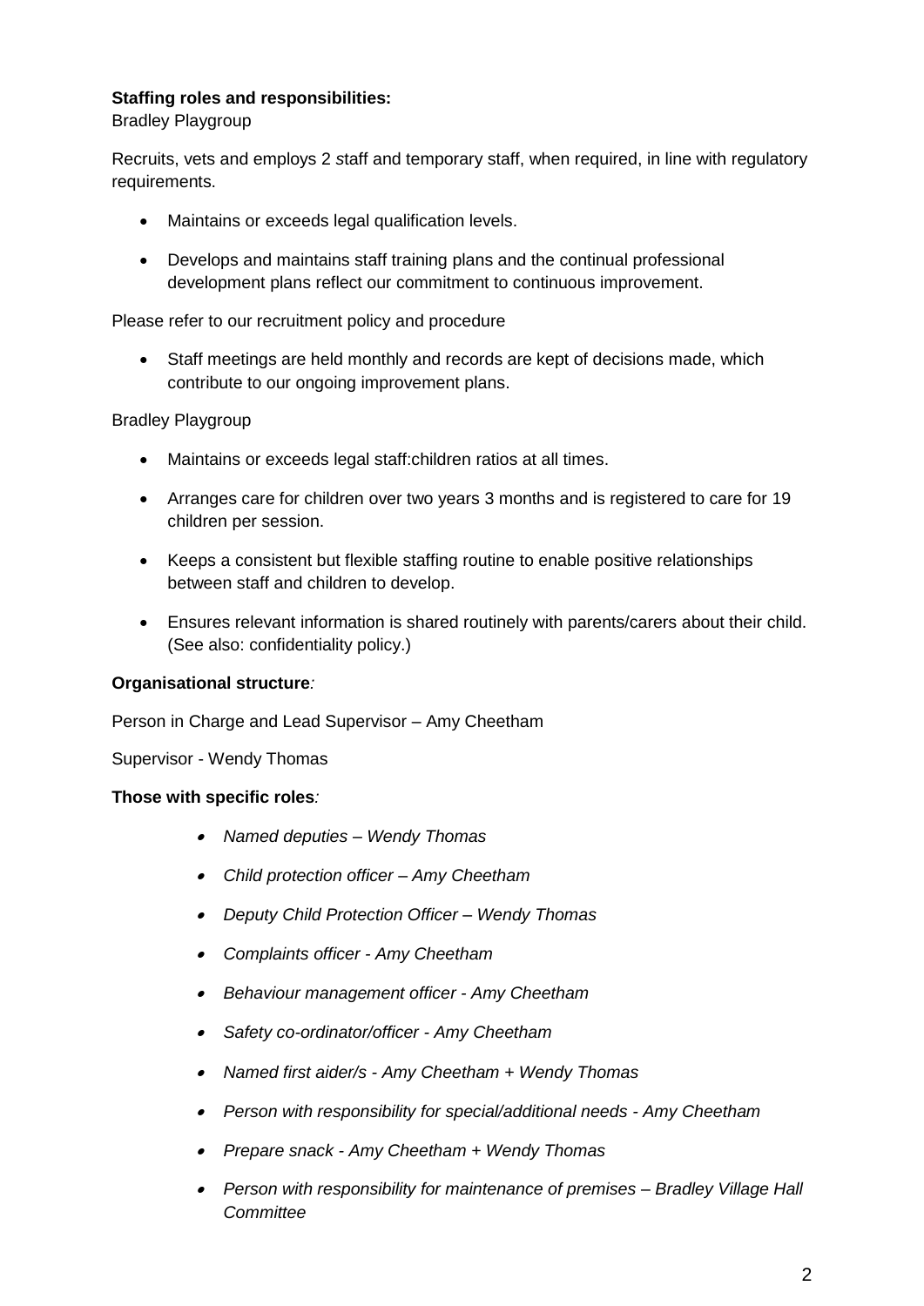**Staffing roles and responsibilities:**

Bradley Playgroup

Recruits, vets and employs 2 staff and temporary staff, when required, in line with regulatory requirements.

- Maintains or exceeds legal qualification levels.
- Develops and maintains staff training plans and the continual professional development plans reflect our commitment to continuous improvement.

Please refer to our recruitment policy and procedure

- Staff meetings are held monthly and records are kept of decisions made, which contribute to our ongoing improvement plans.

Bradley Playgroup

- Maintains or exceeds legal staff:children ratios at all times.
- Arranges care for children over two years 3 months and is registered to care for 19 children per session.
- Keeps a consistent but flexible staffing routine to enable positive relationships between staff and children to develop.
- Ensures relevant information is shared routinely with parents/carers about their child. (See also: confidentiality policy.)

**Organisational structure***:*

Person in Charge and Lead Supervisor – Amy Cheetham

Supervisor - Wendy Thomas

**Those with specific roles***:*

- *Named deputies – Wendy Thomas*
- *Child protection officer – Amy Cheetham*
- *Deputy Child Protection Officer – Wendy Thomas*
- *Complaints officer - Amy Cheetham*
- *Behaviour management officer - Amy Cheetham*
- *Safety co-ordinator/officer - Amy Cheetham*
- *Named first aider/s - Amy Cheetham + Wendy Thomas*
- *Person with responsibility for special/additional needs - Amy Cheetham*
- *Prepare snack - Amy Cheetham + Wendy Thomas*
- *Person with responsibility for maintenance of premises – Bradley Village Hall Committee*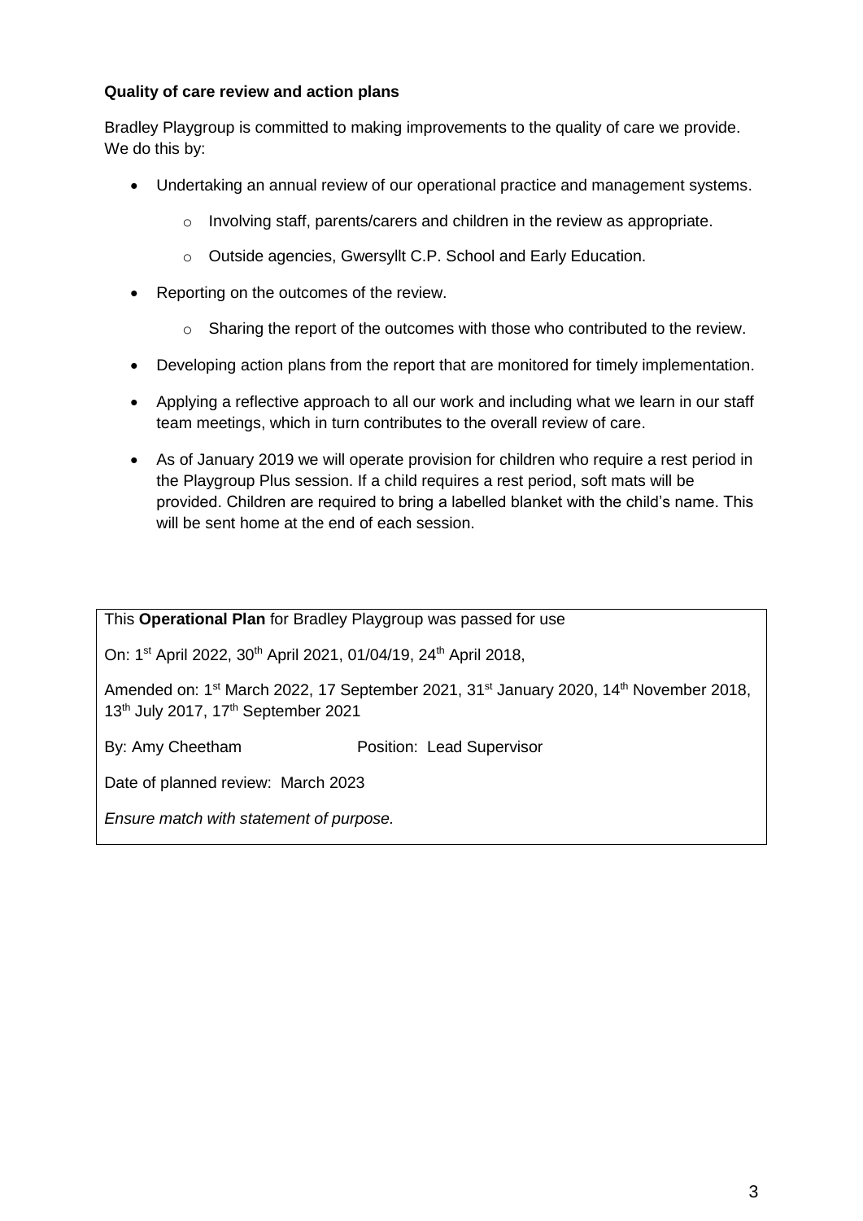**Quality of care review and action plans**

Bradley Playgroup is committed to making improvements to the quality of care we provide. We do this by:

- Undertaking an annual review of our operational practice and management systems.
    - Involving staff, parents/carers and children in the review as appropriate.
    - Outside agencies, Gwersyllt C.P. School and Early Education.
- Reporting on the outcomes of the review.
    - Sharing the report of the outcomes with those who contributed to the review.
- Developing action plans from the report that are monitored for timely implementation.
- Applying a reflective approach to all our work and including what we learn in our staff team meetings, which in turn contributes to the overall review of care.
- As of January 2019 we will operate provision for children who require a rest period in the Playgroup Plus session. If a child requires a rest period, soft mats will be provided. Children are required to bring a labelled blanket with the child's name. This will be sent home at the end of each session.

| |
|---|
| This **Operational Plan** for Bradley Playgroup was passed for use |
| On: 1st April 2022, 30th April 2021, 01/04/19, 24th April 2018, |
| Amended on: 1st March 2022, 17 September 2021, 31st January 2020, 14th November 2018, 13th July 2017, 17th September 2021 |
| By: Amy Cheetham Position: Lead Supervisor |
| Date of planned review: March 2023 |
| *Ensure match with statement of purpose.* |